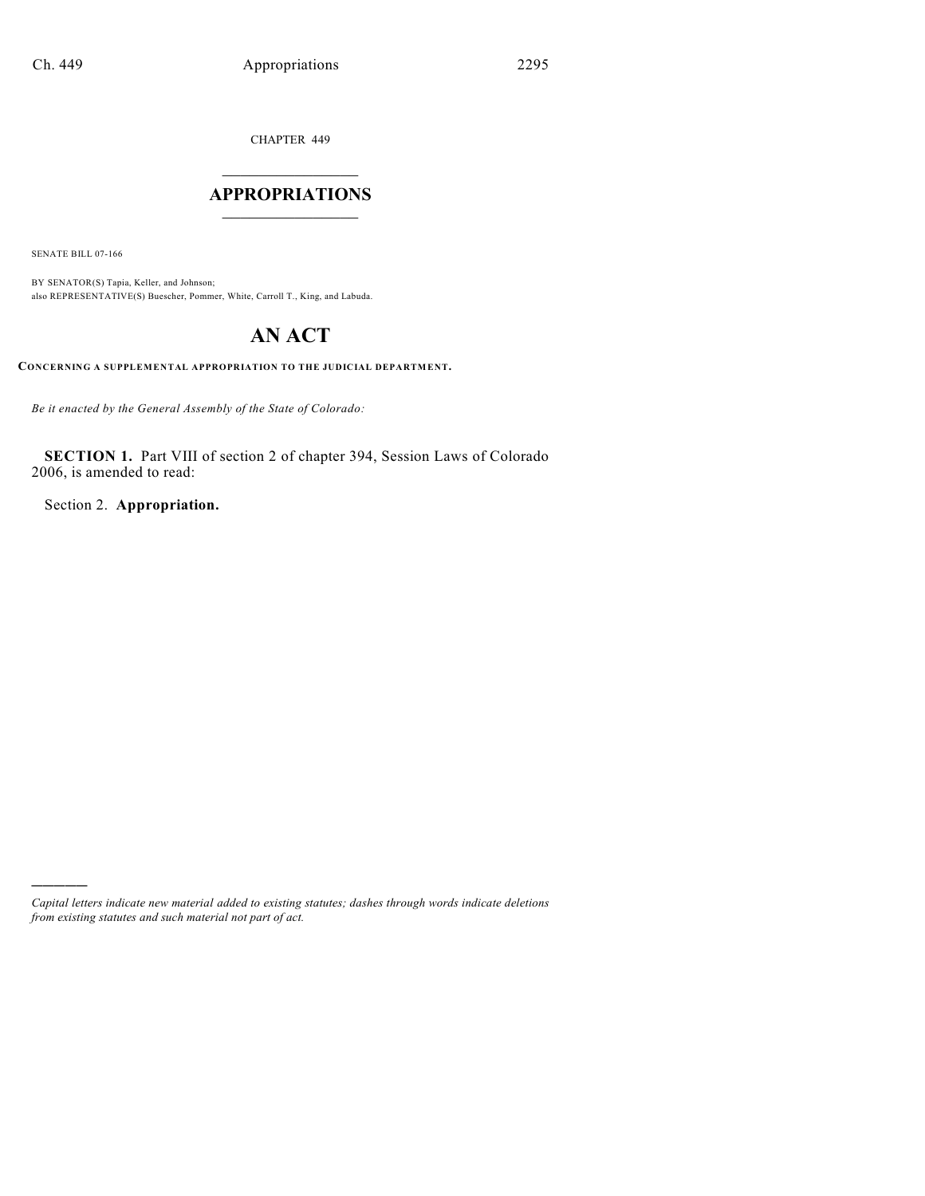CHAPTER 449

# APPROPRIATIONS

SENATE BILL 07-166

BY SENATOR(S) Tapia, Keller, and Johnson;
also REPRESENTATIVE(S) Buescher, Pommer, White, Carroll T., King, and Labuda.

# AN ACT

**CONCERNING A SUPPLEMENTAL APPROPRIATION TO THE JUDICIAL DEPARTMENT.**

*Be it enacted by the General Assembly of the State of Colorado:*

**SECTION 1.** Part VIII of section 2 of chapter 394, Session Laws of Colorado 2006, is amended to read:

Section 2. **Appropriation.**

---

*Capital letters indicate new material added to existing statutes; dashes through words indicate deletions from existing statutes and such material not part of act.*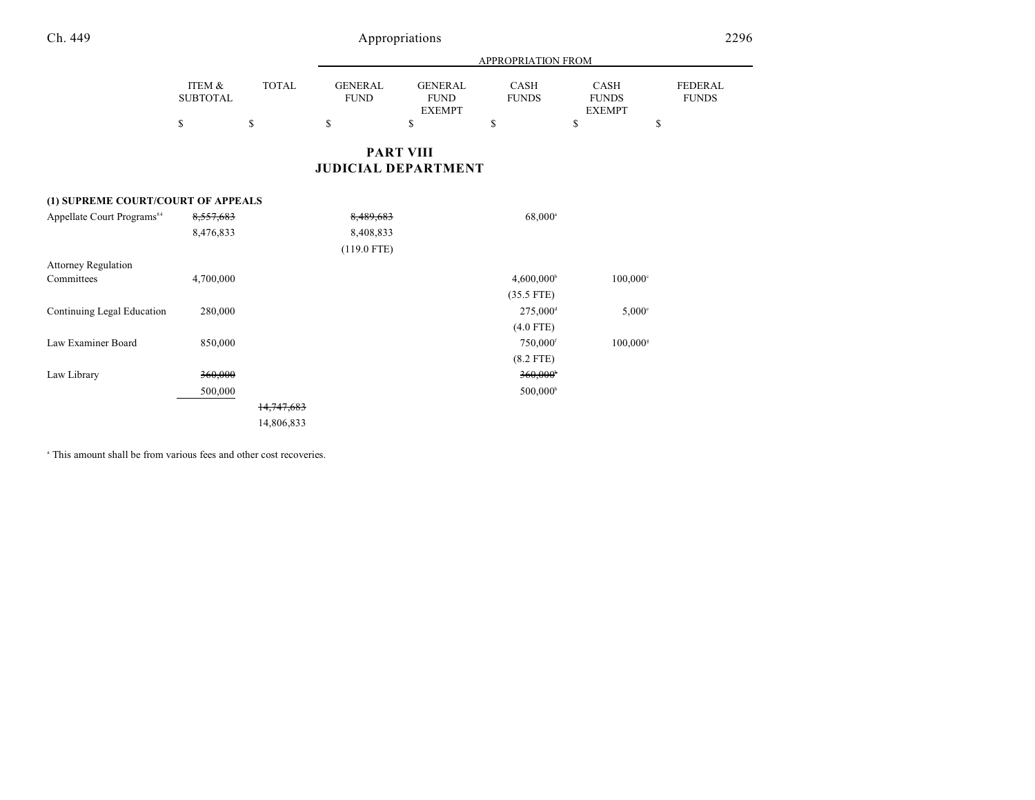| | ITEM & SUBTOTAL | TOTAL | APPROPRIATION FROM | | | | |
|---|---|---|---|---|---|---|---|
| | | | GENERAL FUND | GENERAL FUND EXEMPT | CASH FUNDS | CASH FUNDS EXEMPT | FEDERAL FUNDS |
| | $ | $ | $ | $ | $ | $ | $ |

# PART VIII
# JUDICIAL DEPARTMENT

| | ITEM & SUBTOTAL | TOTAL | GENERAL FUND | GENERAL FUND EXEMPT | CASH FUNDS | CASH FUNDS EXEMPT | FEDERAL FUNDS |
|---|---|---|---|---|---|---|---|
| **(1) SUPREME COURT/COURT OF APPEALS** | | | | | | | |
| Appellate Court Programs[84] | ~~8,557,683~~ | | ~~8,489,683~~ | | 68,000[a] | | |
| | 8,476,833 | | 8,408,833 | | | | |
| | | | (119.0 FTE) | | | | |
| Attorney Regulation Committees | 4,700,000 | | | | 4,600,000[b] | 100,000[c] | |
| | | | | | (35.5 FTE) | | |
| Continuing Legal Education | 280,000 | | | | 275,000[d] | 5,000[e] | |
| | | | | | (4.0 FTE) | | |
| Law Examiner Board | 850,000 | | | | 750,000[f] | 100,000[g] | |
| | | | | | (8.2 FTE) | | |
| Law Library | ~~360,000~~ | | | | ~~360,000~~[h] | | |
| | 500,000 | | | | 500,000[h] | | |
| | | ~~14,747,683~~ | | | | | |
| | | 14,806,833 | | | | | |

[a] This amount shall be from various fees and other cost recoveries.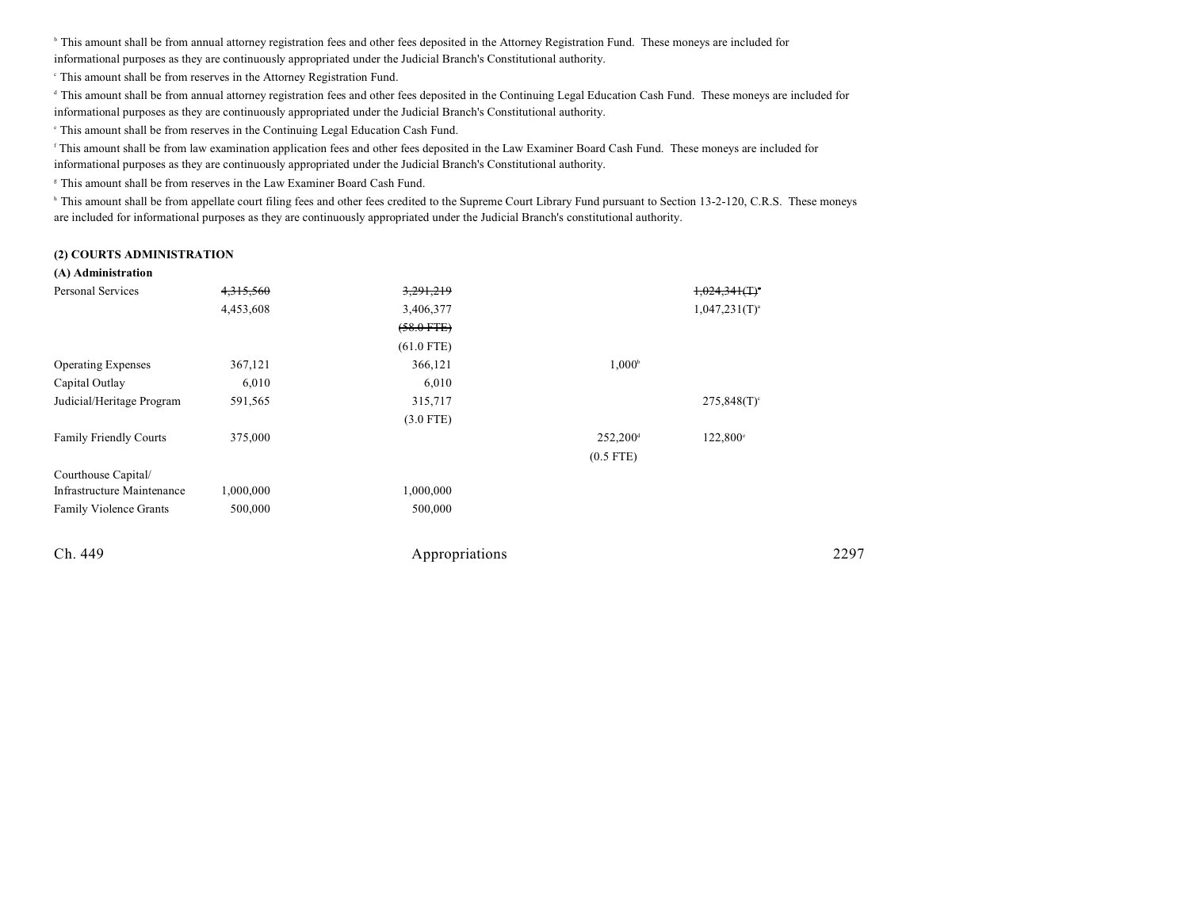[b] This amount shall be from annual attorney registration fees and other fees deposited in the Attorney Registration Fund. These moneys are included for informational purposes as they are continuously appropriated under the Judicial Branch's Constitutional authority.

[c] This amount shall be from reserves in the Attorney Registration Fund.

[d] This amount shall be from annual attorney registration fees and other fees deposited in the Continuing Legal Education Cash Fund. These moneys are included for informational purposes as they are continuously appropriated under the Judicial Branch's Constitutional authority.

[e] This amount shall be from reserves in the Continuing Legal Education Cash Fund.

[f] This amount shall be from law examination application fees and other fees deposited in the Law Examiner Board Cash Fund. These moneys are included for informational purposes as they are continuously appropriated under the Judicial Branch's Constitutional authority.

[g] This amount shall be from reserves in the Law Examiner Board Cash Fund.

[h] This amount shall be from appellate court filing fees and other fees credited to the Supreme Court Library Fund pursuant to Section 13-2-120, C.R.S. These moneys are included for informational purposes as they are continuously appropriated under the Judicial Branch's constitutional authority.

**(2) COURTS ADMINISTRATION**

**(A) Administration**

| | | | | |
|---|---|---|---|---|
| Personal Services | ~~4,315,560~~ | ~~3,291,219~~ | | ~~1,024,341(T)~~[a] |
| | 4,453,608 | 3,406,377 | | 1,047,231(T)[a] |
| | | ~~(58.0 FTE)~~ | | |
| | | (61.0 FTE) | | |
| Operating Expenses | 367,121 | 366,121 | 1,000[b] | |
| Capital Outlay | 6,010 | 6,010 | | |
| Judicial/Heritage Program | 591,565 | 315,717 | | 275,848(T)[c] |
| | | (3.0 FTE) | | |
| Family Friendly Courts | 375,000 | | 252,200[d] | 122,800[e] |
| | | | (0.5 FTE) | |
| Courthouse Capital/ Infrastructure Maintenance | 1,000,000 | 1,000,000 | | |
| Family Violence Grants | 500,000 | 500,000 | | |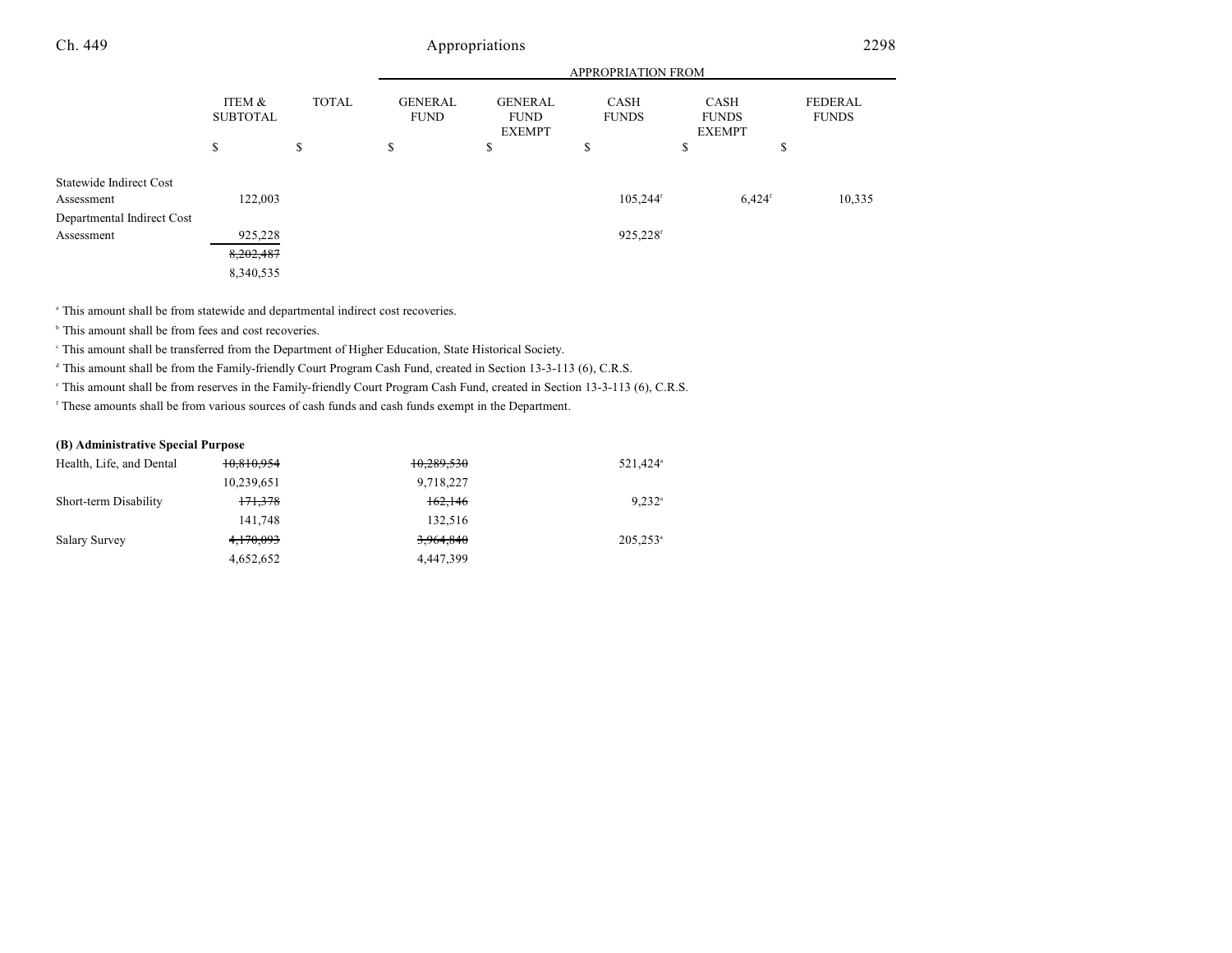|  | ITEM & SUBTOTAL | TOTAL | GENERAL FUND | GENERAL FUND EXEMPT | CASH FUNDS | CASH FUNDS EXEMPT | FEDERAL FUNDS |
|---|---|---|---|---|---|---|---|
|  | $ | $ | $ | $ | $ | $ | $ |
| Statewide Indirect Cost Assessment | 122,003 |  |  |  | 105,244[f] | 6,424[f] | 10,335 |
| Departmental Indirect Cost Assessment | 925,228 |  |  |  | 925,228[f] |  |  |
|  | ~~8,202,487~~ 8,340,535 |  |  |  |  |  |  |

[a] This amount shall be from statewide and departmental indirect cost recoveries.

[b] This amount shall be from fees and cost recoveries.

[c] This amount shall be transferred from the Department of Higher Education, State Historical Society.

[d] This amount shall be from the Family-friendly Court Program Cash Fund, created in Section 13-3-113 (6), C.R.S.

[e] This amount shall be from reserves in the Family-friendly Court Program Cash Fund, created in Section 13-3-113 (6), C.R.S.

[f] These amounts shall be from various sources of cash funds and cash funds exempt in the Department.

**(B) Administrative Special Purpose**

|  | ITEM & SUBTOTAL | TOTAL | GENERAL FUND | GENERAL FUND EXEMPT | CASH FUNDS | CASH FUNDS EXEMPT | FEDERAL FUNDS |
|---|---|---|---|---|---|---|---|
| Health, Life, and Dental | ~~10,810,954~~ 10,239,651 |  | ~~10,289,530~~ 9,718,227 |  | 521,424[a] |  |  |
| Short-term Disability | ~~171,378~~ 141,748 |  | ~~162,146~~ 132,516 |  | 9,232[a] |  |  |
| Salary Survey | ~~4,170,093~~ 4,652,652 |  | ~~3,964,840~~ 4,447,399 |  | 205,253[a] |  |  |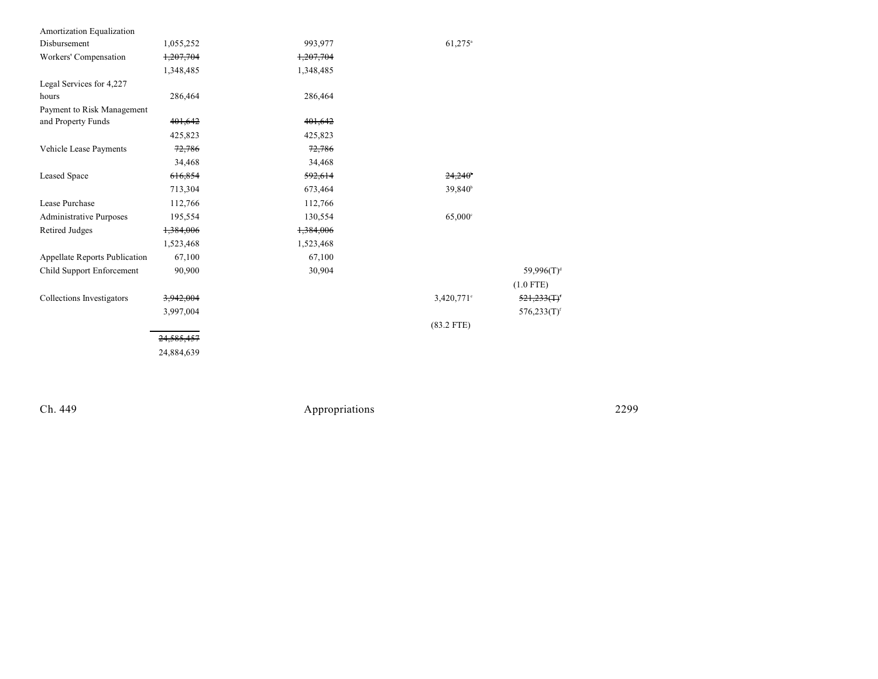| | | | | |
|---|---|---|---|---|
| Amortization Equalization Disbursement | 1,055,252 | 993,977 | 61,275[a] | |
| Workers' Compensation | ~~1,207,704~~ | ~~1,207,704~~ | | |
| | 1,348,485 | 1,348,485 | | |
| Legal Services for 4,227 hours | 286,464 | 286,464 | | |
| Payment to Risk Management and Property Funds | ~~401,642~~ | ~~401,642~~ | | |
| | 425,823 | 425,823 | | |
| Vehicle Lease Payments | ~~72,786~~ | ~~72,786~~ | | |
| | 34,468 | 34,468 | | |
| Leased Space | ~~616,854~~ | ~~592,614~~ | ~~24,240~~[b] | |
| | 713,304 | 673,464 | 39,840[b] | |
| Lease Purchase | 112,766 | 112,766 | | |
| Administrative Purposes | 195,554 | 130,554 | 65,000[c] | |
| Retired Judges | ~~1,384,006~~ | ~~1,384,006~~ | | |
| | 1,523,468 | 1,523,468 | | |
| Appellate Reports Publication | 67,100 | 67,100 | | |
| Child Support Enforcement | 90,900 | 30,904 | | 59,996(T)[d] |
| | | | | (1.0 FTE) |
| Collections Investigators | ~~3,942,004~~ | | 3,420,771[e] | ~~521,233(T)~~[f] |
| | 3,997,004 | | | 576,233(T)[f] |
| | | | (83.2 FTE) | |
| | ~~24,585,457~~ | | | |
| | 24,884,639 | | | |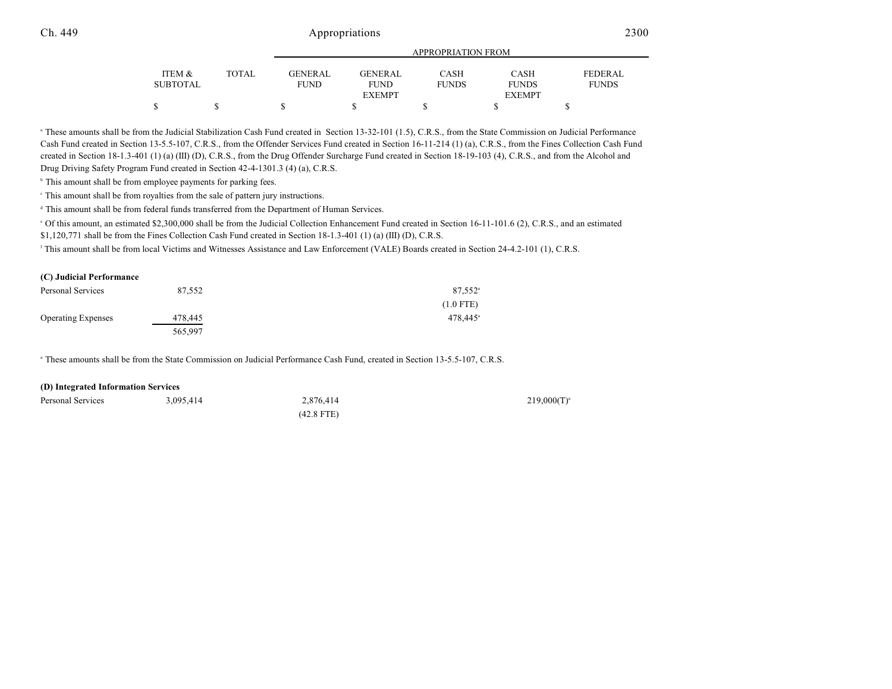| | ITEM & SUBTOTAL | TOTAL | GENERAL FUND | GENERAL FUND EXEMPT | CASH FUNDS | CASH FUNDS EXEMPT | FEDERAL FUNDS |
|---|---|---|---|---|---|---|---|
| | $ | $ | $ | $ | $ | $ | $ |

[a] These amounts shall be from the Judicial Stabilization Cash Fund created in Section 13-32-101 (1.5), C.R.S., from the State Commission on Judicial Performance Cash Fund created in Section 13-5.5-107, C.R.S., from the Offender Services Fund created in Section 16-11-214 (1) (a), C.R.S., from the Fines Collection Cash Fund created in Section 18-1.3-401 (1) (a) (III) (D), C.R.S., from the Drug Offender Surcharge Fund created in Section 18-19-103 (4), C.R.S., and from the Alcohol and Drug Driving Safety Program Fund created in Section 42-4-1301.3 (4) (a), C.R.S.

[b] This amount shall be from employee payments for parking fees.

[c] This amount shall be from royalties from the sale of pattern jury instructions.

[d] This amount shall be from federal funds transferred from the Department of Human Services.

[e] Of this amount, an estimated $2,300,000 shall be from the Judicial Collection Enhancement Fund created in Section 16-11-101.6 (2), C.R.S., and an estimated $1,120,771 shall be from the Fines Collection Cash Fund created in Section 18-1.3-401 (1) (a) (III) (D), C.R.S.

[f] This amount shall be from local Victims and Witnesses Assistance and Law Enforcement (VALE) Boards created in Section 24-4.2-101 (1), C.R.S.

**(C) Judicial Performance**

| | ITEM & SUBTOTAL | TOTAL | GENERAL FUND | GENERAL FUND EXEMPT | CASH FUNDS | CASH FUNDS EXEMPT | FEDERAL FUNDS |
|---|---|---|---|---|---|---|---|
| Personal Services | 87,552 | | | | 87,552[a] | | |
| | | | | | (1.0 FTE) | | |
| Operating Expenses | 478,445 | | | | 478,445[a] | | |
| | 565,997 | | | | | | |

[a] These amounts shall be from the State Commission on Judicial Performance Cash Fund, created in Section 13-5.5-107, C.R.S.

**(D) Integrated Information Services**

| | ITEM & SUBTOTAL | TOTAL | GENERAL FUND | GENERAL FUND EXEMPT | CASH FUNDS | CASH FUNDS EXEMPT | FEDERAL FUNDS |
|---|---|---|---|---|---|---|---|
| Personal Services | 3,095,414 | | 2,876,414 | | | 219,000(T)[a] | |
| | | | (42.8 FTE) | | | | |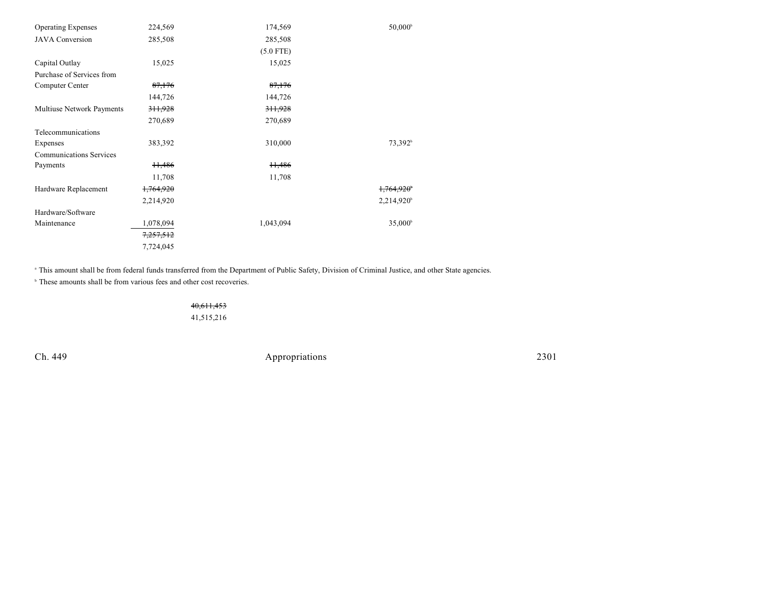| | | | |
|---|---|---|---|
| Operating Expenses | 224,569 | 174,569 | 50,000[b] |
| JAVA Conversion | 285,508 | 285,508 | |
| | | (5.0 FTE) | |
| Capital Outlay | 15,025 | 15,025 | |
| Purchase of Services from Computer Center | ~~87,176~~ | ~~87,176~~ | |
| | 144,726 | 144,726 | |
| Multiuse Network Payments | ~~311,928~~ | ~~311,928~~ | |
| | 270,689 | 270,689 | |
| Telecommunications Expenses | 383,392 | 310,000 | 73,392[b] |
| Communications Services Payments | ~~11,486~~ | ~~11,486~~ | |
| | 11,708 | 11,708 | |
| Hardware Replacement | ~~1,764,920~~ | | ~~1,764,920[b]~~ |
| | 2,214,920 | | 2,214,920[b] |
| Hardware/Software Maintenance | 1,078,094 | 1,043,094 | 35,000[b] |
| | ~~7,257,512~~ | | |
| | 7,724,045 | | |

[a] This amount shall be from federal funds transferred from the Department of Public Safety, Division of Criminal Justice, and other State agencies.

[b] These amounts shall be from various fees and other cost recoveries.

~~40,611,453~~

41,515,216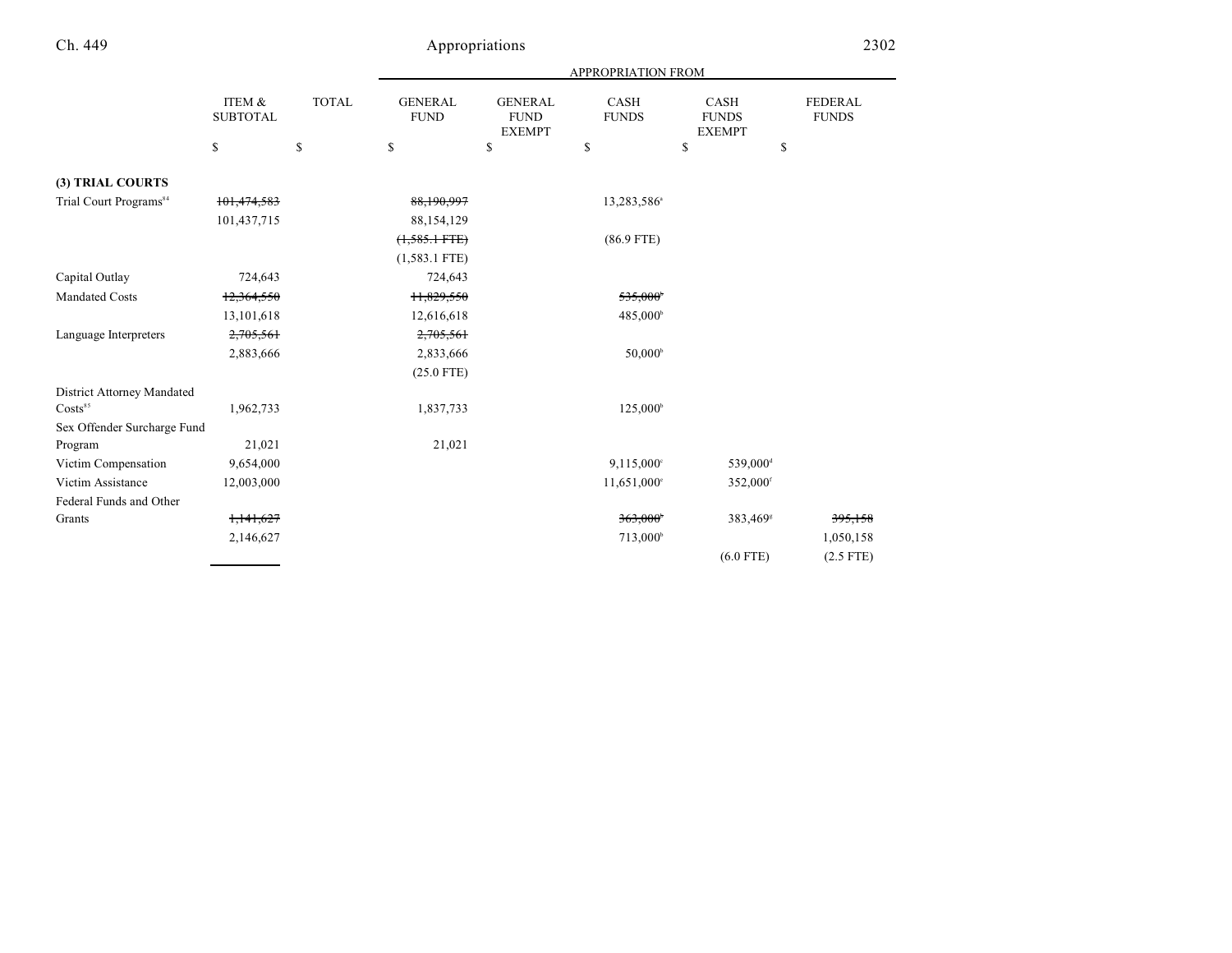| | ITEM & SUBTOTAL | TOTAL | APPROPRIATION FROM GENERAL FUND | GENERAL FUND EXEMPT | CASH FUNDS | CASH FUNDS EXEMPT | FEDERAL FUNDS |
|---|---|---|---|---|---|---|---|
| | $ | $ | $ | $ | $ | $ | $ |
| **(3) TRIAL COURTS** | | | | | | | |
| Trial Court Programs[84] | ~~101,474,583~~ | | ~~88,190,997~~ | | 13,283,586[a] | | |
| | 101,437,715 | | 88,154,129 | | | | |
| | | | ~~(1,585.1 FTE)~~ | | (86.9 FTE) | | |
| | | | (1,583.1 FTE) | | | | |
| Capital Outlay | 724,643 | | 724,643 | | | | |
| Mandated Costs | ~~12,364,550~~ | | ~~11,829,550~~ | | ~~535,000~~[b] | | |
| | 13,101,618 | | 12,616,618 | | 485,000[b] | | |
| Language Interpreters | ~~2,705,561~~ | | ~~2,705,561~~ | | | | |
| | 2,883,666 | | 2,833,666 | | 50,000[b] | | |
| | | | (25.0 FTE) | | | | |
| District Attorney Mandated Costs[85] | 1,962,733 | | 1,837,733 | | 125,000[b] | | |
| Sex Offender Surcharge Fund Program | 21,021 | | 21,021 | | | | |
| Victim Compensation | 9,654,000 | | | | 9,115,000[c] | 539,000[d] | |
| Victim Assistance | 12,003,000 | | | | 11,651,000[e] | 352,000[f] | |
| Federal Funds and Other Grants | ~~1,141,627~~ | | | | ~~363,000~~[b] | 383,469[g] | ~~395,158~~ |
| | 2,146,627 | | | | 713,000[b] | | 1,050,158 |
| | | | | | | (6.0 FTE) | (2.5 FTE) |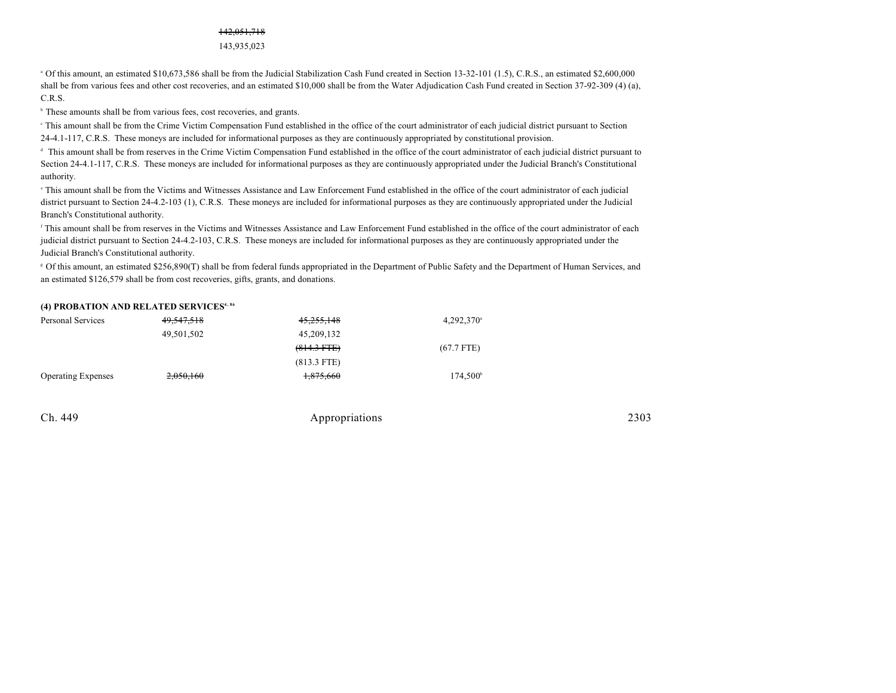~~142,051,718~~
143,935,023

[a] Of this amount, an estimated $10,673,586 shall be from the Judicial Stabilization Cash Fund created in Section 13-32-101 (1.5), C.R.S., an estimated $2,600,000 shall be from various fees and other cost recoveries, and an estimated $10,000 shall be from the Water Adjudication Cash Fund created in Section 37-92-309 (4) (a), C.R.S.

[b] These amounts shall be from various fees, cost recoveries, and grants.

[c] This amount shall be from the Crime Victim Compensation Fund established in the office of the court administrator of each judicial district pursuant to Section 24-4.1-117, C.R.S. These moneys are included for informational purposes as they are continuously appropriated by constitutional provision.

[d] This amount shall be from reserves in the Crime Victim Compensation Fund established in the office of the court administrator of each judicial district pursuant to Section 24-4.1-117, C.R.S. These moneys are included for informational purposes as they are continuously appropriated under the Judicial Branch's Constitutional authority.

[e] This amount shall be from the Victims and Witnesses Assistance and Law Enforcement Fund established in the office of the court administrator of each judicial district pursuant to Section 24-4.2-103 (1), C.R.S. These moneys are included for informational purposes as they are continuously appropriated under the Judicial Branch's Constitutional authority.

[f] This amount shall be from reserves in the Victims and Witnesses Assistance and Law Enforcement Fund established in the office of the court administrator of each judicial district pursuant to Section 24-4.2-103, C.R.S. These moneys are included for informational purposes as they are continuously appropriated under the Judicial Branch's Constitutional authority.

[g] Of this amount, an estimated $256,890(T) shall be from federal funds appropriated in the Department of Public Safety and the Department of Human Services, and an estimated $126,579 shall be from cost recoveries, gifts, grants, and donations.

**(4) PROBATION AND RELATED SERVICES[4, 86]**

| | | | |
|---|---|---|---|
| Personal Services | ~~49,547,518~~ | ~~45,255,148~~ | 4,292,370[a] |
| | 49,501,502 | 45,209,132 | |
| | | ~~(814.3 FTE)~~ | (67.7 FTE) |
| | | (813.3 FTE) | |
| Operating Expenses | ~~2,050,160~~ | ~~1,875,660~~ | 174,500[b] |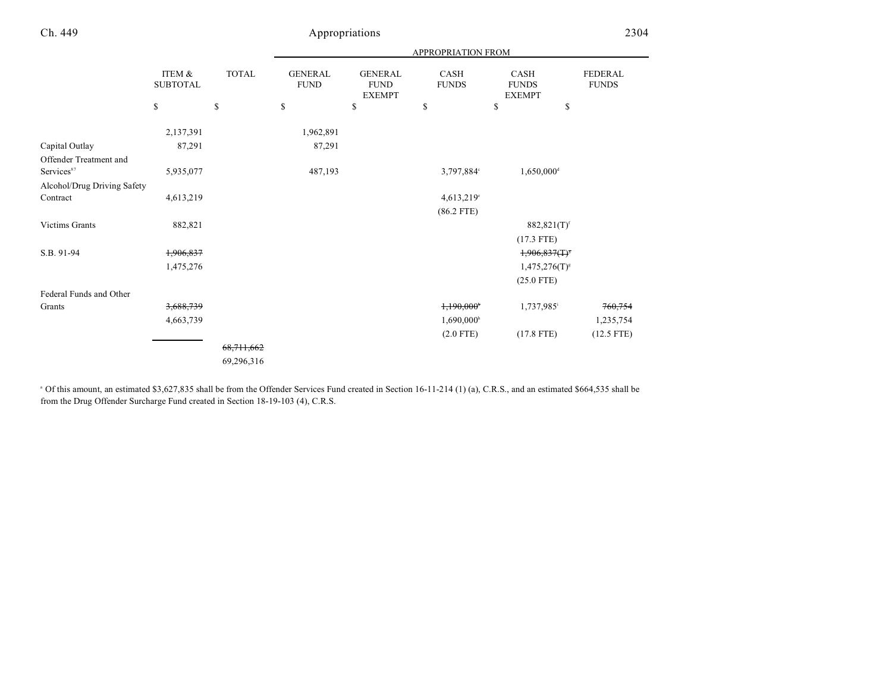| | ITEM & SUBTOTAL | TOTAL | APPROPRIATION FROM GENERAL FUND | GENERAL FUND EXEMPT | CASH FUNDS | CASH FUNDS EXEMPT | FEDERAL FUNDS |
|---|---|---|---|---|---|---|---|
| | $ | $ | $ | $ | $ | $ | $ |
| | 2,137,391 | | 1,962,891 | | | | |
| Capital Outlay | 87,291 | | 87,291 | | | | |
| Offender Treatment and Services[87] | 5,935,077 | | 487,193 | | 3,797,884[c] | 1,650,000[d] | |
| Alcohol/Drug Driving Safety Contract | 4,613,219 | | | | 4,613,219[e] | | |
| | | | | | (86.2 FTE) | | |
| Victims Grants | 882,821 | | | | | 882,821(T)[f] | |
| | | | | | | (17.3 FTE) | |
| S.B. 91-94 | ~~1,906,837~~ | | | | | ~~1,906,837(T)[g]~~ | |
| | 1,475,276 | | | | | 1,475,276(T)[g] | |
| | | | | | | (25.0 FTE) | |
| Federal Funds and Other Grants | ~~3,688,739~~ | | | | ~~1,190,000[h]~~ | 1,737,985[i] | ~~760,754~~ |
| | 4,663,739 | | | | 1,690,000[h] | | 1,235,754 |
| | | | | | (2.0 FTE) | (17.8 FTE) | (12.5 FTE) |
| | | ~~68,711,662~~ | | | | | |
| | | 69,296,316 | | | | | |

[a] Of this amount, an estimated $3,627,835 shall be from the Offender Services Fund created in Section 16-11-214 (1) (a), C.R.S., and an estimated $664,535 shall be from the Drug Offender Surcharge Fund created in Section 18-19-103 (4), C.R.S.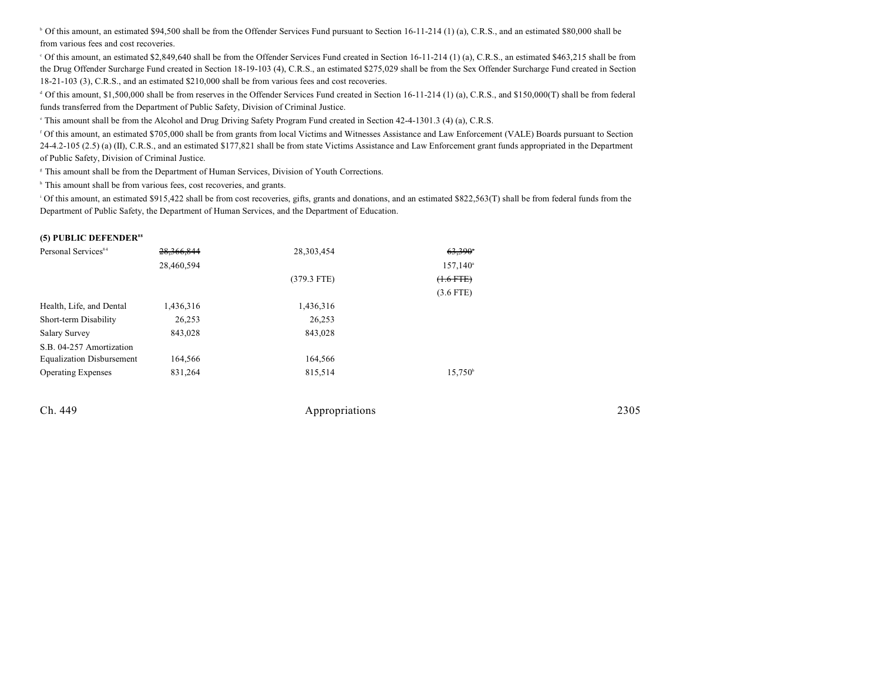[b] Of this amount, an estimated $94,500 shall be from the Offender Services Fund pursuant to Section 16-11-214 (1) (a), C.R.S., and an estimated $80,000 shall be from various fees and cost recoveries.

[c] Of this amount, an estimated $2,849,640 shall be from the Offender Services Fund created in Section 16-11-214 (1) (a), C.R.S., an estimated $463,215 shall be from the Drug Offender Surcharge Fund created in Section 18-19-103 (4), C.R.S., an estimated $275,029 shall be from the Sex Offender Surcharge Fund created in Section 18-21-103 (3), C.R.S., and an estimated $210,000 shall be from various fees and cost recoveries.

[d] Of this amount, $1,500,000 shall be from reserves in the Offender Services Fund created in Section 16-11-214 (1) (a), C.R.S., and $150,000(T) shall be from federal funds transferred from the Department of Public Safety, Division of Criminal Justice.

[e] This amount shall be from the Alcohol and Drug Driving Safety Program Fund created in Section 42-4-1301.3 (4) (a), C.R.S.

[f] Of this amount, an estimated $705,000 shall be from grants from local Victims and Witnesses Assistance and Law Enforcement (VALE) Boards pursuant to Section 24-4.2-105 (2.5) (a) (II), C.R.S., and an estimated $177,821 shall be from state Victims Assistance and Law Enforcement grant funds appropriated in the Department of Public Safety, Division of Criminal Justice.

[g] This amount shall be from the Department of Human Services, Division of Youth Corrections.

[h] This amount shall be from various fees, cost recoveries, and grants.

[i] Of this amount, an estimated $915,422 shall be from cost recoveries, gifts, grants and donations, and an estimated $822,563(T) shall be from federal funds from the Department of Public Safety, the Department of Human Services, and the Department of Education.

**(5) PUBLIC DEFENDER[83]**

| | | | |
|---|---|---|---|
| Personal Services[84] | ~~28,366,844~~ | 28,303,454 | ~~63,390[a]~~ |
| | 28,460,594 | | 157,140[a] |
| | | (379.3 FTE) | ~~(1.6 FTE)~~ |
| | | | (3.6 FTE) |
| Health, Life, and Dental | 1,436,316 | 1,436,316 | |
| Short-term Disability | 26,253 | 26,253 | |
| Salary Survey | 843,028 | 843,028 | |
| S.B. 04-257 Amortization Equalization Disbursement | 164,566 | 164,566 | |
| Operating Expenses | 831,264 | 815,514 | 15,750[b] |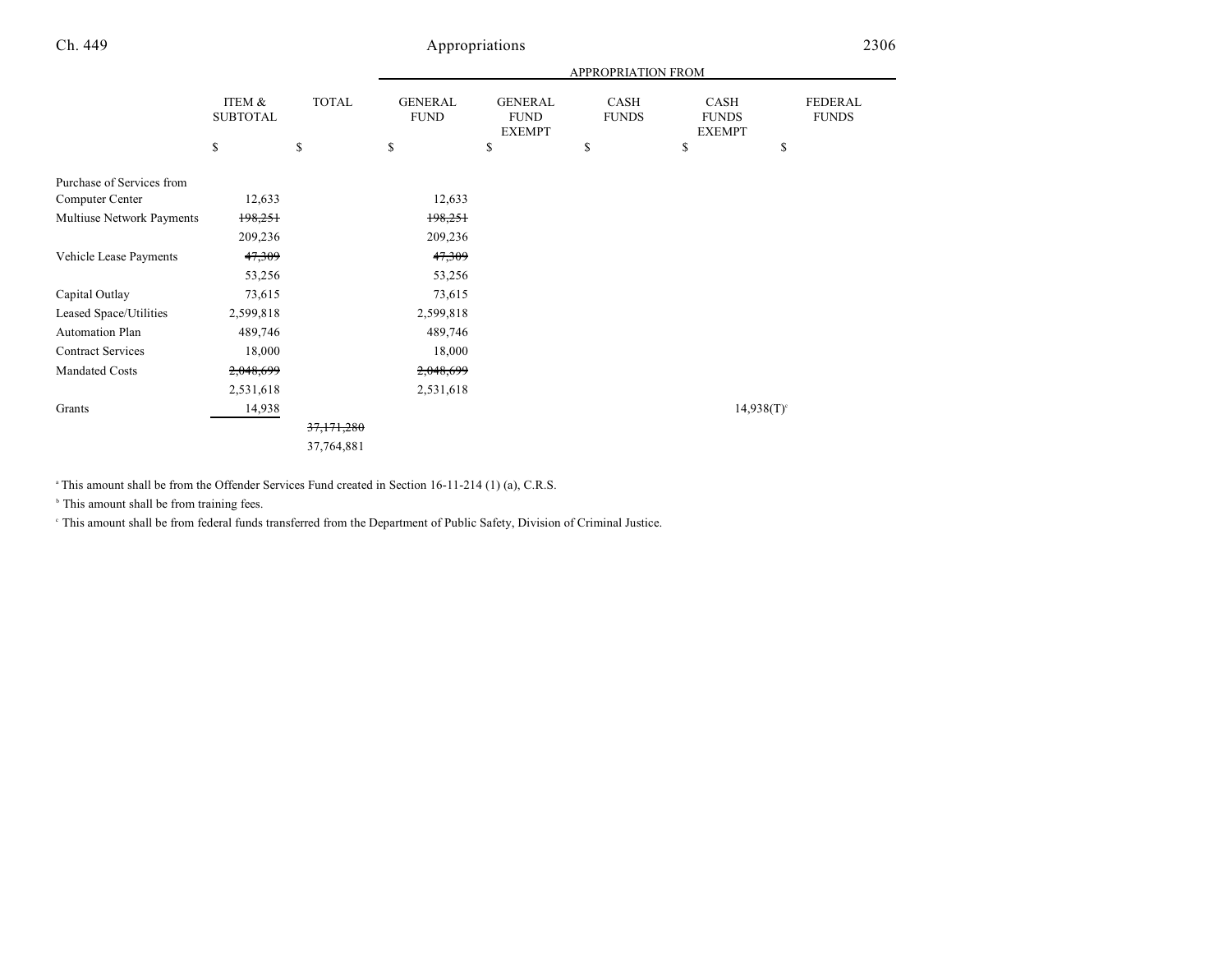| | ITEM & SUBTOTAL | TOTAL | APPROPRIATION FROM GENERAL FUND | GENERAL FUND EXEMPT | CASH FUNDS | CASH FUNDS EXEMPT | FEDERAL FUNDS |
|---|---|---|---|---|---|---|---|
| | $ | $ | $ | $ | $ | $ | $ |
| Purchase of Services from Computer Center | 12,633 | | 12,633 | | | | |
| Multiuse Network Payments | ~~198,251~~ | | ~~198,251~~ | | | | |
| | 209,236 | | 209,236 | | | | |
| Vehicle Lease Payments | ~~47,309~~ | | ~~47,309~~ | | | | |
| | 53,256 | | 53,256 | | | | |
| Capital Outlay | 73,615 | | 73,615 | | | | |
| Leased Space/Utilities | 2,599,818 | | 2,599,818 | | | | |
| Automation Plan | 489,746 | | 489,746 | | | | |
| Contract Services | 18,000 | | 18,000 | | | | |
| Mandated Costs | ~~2,048,699~~ | | ~~2,048,699~~ | | | | |
| | 2,531,618 | | 2,531,618 | | | | |
| Grants | 14,938 | | | | | 14,938(T)[c] | |
| | | ~~37,171,280~~ | | | | | |
| | | 37,764,881 | | | | | |

[a] This amount shall be from the Offender Services Fund created in Section 16-11-214 (1) (a), C.R.S.

[b] This amount shall be from training fees.

[c] This amount shall be from federal funds transferred from the Department of Public Safety, Division of Criminal Justice.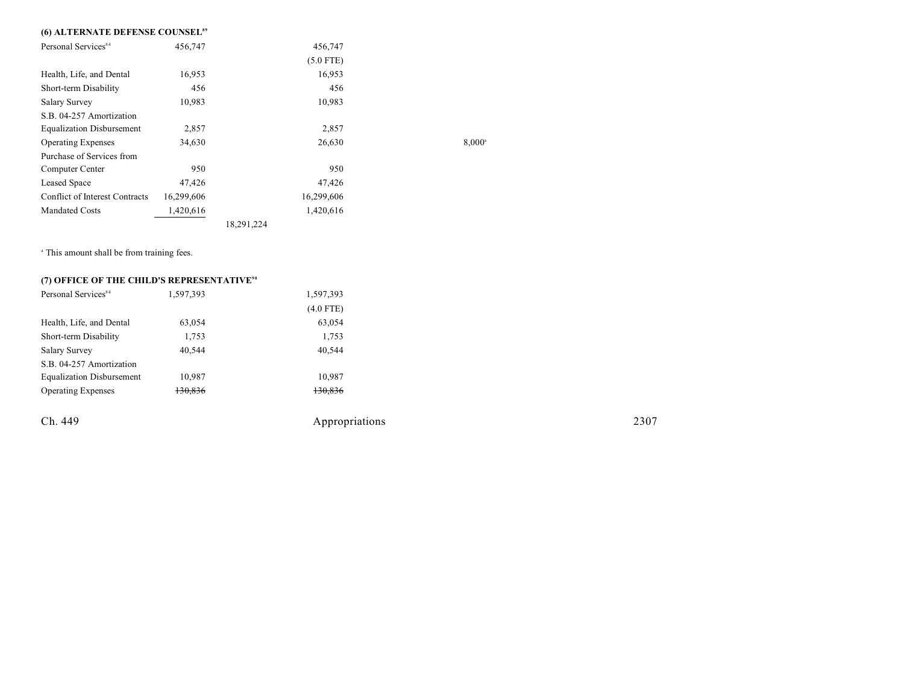## (6) ALTERNATE DEFENSE COUNSEL[89]

| | | | | | |
|---|---|---|---|---|---|
| Personal Services[84] | 456,747 | | 456,747 | | |
| | | | (5.0 FTE) | | |
| Health, Life, and Dental | 16,953 | | 16,953 | | |
| Short-term Disability | 456 | | 456 | | |
| Salary Survey | 10,983 | | 10,983 | | |
| S.B. 04-257 Amortization Equalization Disbursement | 2,857 | | 2,857 | | |
| Operating Expenses | 34,630 | | 26,630 | | 8,000[a] |
| Purchase of Services from Computer Center | 950 | | 950 | | |
| Leased Space | 47,426 | | 47,426 | | |
| Conflict of Interest Contracts | 16,299,606 | | 16,299,606 | | |
| Mandated Costs | 1,420,616 | | 1,420,616 | | |
| | | 18,291,224 | | | |

[a] This amount shall be from training fees.

## (7) OFFICE OF THE CHILD'S REPRESENTATIVE[90]

| | | | |
|---|---|---|---|
| Personal Services[84] | 1,597,393 | | 1,597,393 |
| | | | (4.0 FTE) |
| Health, Life, and Dental | 63,054 | | 63,054 |
| Short-term Disability | 1,753 | | 1,753 |
| Salary Survey | 40,544 | | 40,544 |
| S.B. 04-257 Amortization Equalization Disbursement | 10,987 | | 10,987 |
| Operating Expenses | ~~130,836~~ | | ~~130,836~~ |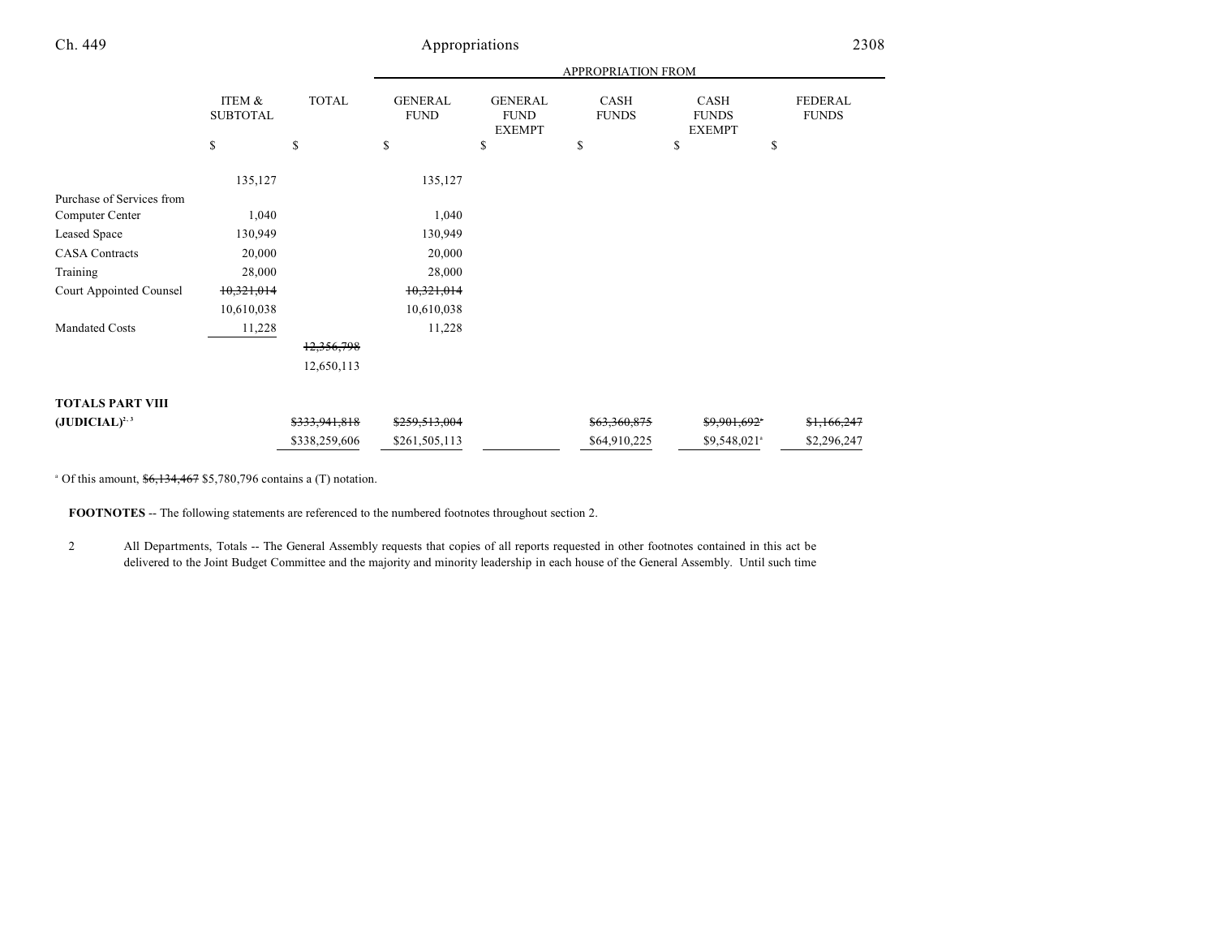| | ITEM & SUBTOTAL | TOTAL | APPROPRIATION FROM GENERAL FUND | GENERAL FUND EXEMPT | CASH FUNDS | CASH FUNDS EXEMPT | FEDERAL FUNDS |
|---|---|---|---|---|---|---|---|
| | $ | $ | $ | $ | $ | $ | $ |
| | 135,127 | | 135,127 | | | | |
| Purchase of Services from Computer Center | 1,040 | | 1,040 | | | | |
| Leased Space | 130,949 | | 130,949 | | | | |
| CASA Contracts | 20,000 | | 20,000 | | | | |
| Training | 28,000 | | 28,000 | | | | |
| Court Appointed Counsel | ~~10,321,014~~ | | ~~10,321,014~~ | | | | |
| | 10,610,038 | | 10,610,038 | | | | |
| Mandated Costs | 11,228 | | 11,228 | | | | |
| | | ~~12,356,798~~ | | | | | |
| | | 12,650,113 | | | | | |
| **TOTALS PART VIII (JUDICIAL)**[2, 3] | | ~~$333,941,818~~ | ~~$259,513,004~~ | | ~~$63,360,875~~ | ~~$9,901,692~~[a] | ~~$1,166,247~~ |
| | | $338,259,606 | $261,505,113 | | $64,910,225 | $9,548,021[a] | $2,296,247 |

[a] Of this amount, ~~$6,134,467~~ $5,780,796 contains a (T) notation.

**FOOTNOTES** -- The following statements are referenced to the numbered footnotes throughout section 2.

2 All Departments, Totals -- The General Assembly requests that copies of all reports requested in other footnotes contained in this act be delivered to the Joint Budget Committee and the majority and minority leadership in each house of the General Assembly. Until such time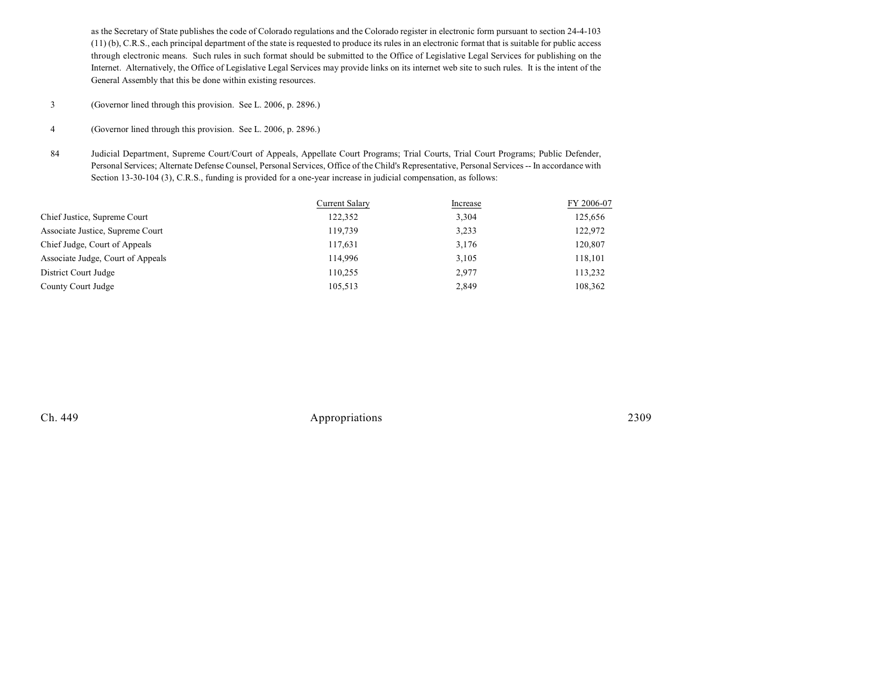as the Secretary of State publishes the code of Colorado regulations and the Colorado register in electronic form pursuant to section 24-4-103 (11) (b), C.R.S., each principal department of the state is requested to produce its rules in an electronic format that is suitable for public access through electronic means. Such rules in such format should be submitted to the Office of Legislative Legal Services for publishing on the Internet. Alternatively, the Office of Legislative Legal Services may provide links on its internet web site to such rules. It is the intent of the General Assembly that this be done within existing resources.

3 (Governor lined through this provision. See L. 2006, p. 2896.)

4 (Governor lined through this provision. See L. 2006, p. 2896.)

84 Judicial Department, Supreme Court/Court of Appeals, Appellate Court Programs; Trial Courts, Trial Court Programs; Public Defender, Personal Services; Alternate Defense Counsel, Personal Services, Office of the Child's Representative, Personal Services -- In accordance with Section 13-30-104 (3), C.R.S., funding is provided for a one-year increase in judicial compensation, as follows:

| | Current Salary | Increase | FY 2006-07 |
|---|---|---|---|
| Chief Justice, Supreme Court | 122,352 | 3,304 | 125,656 |
| Associate Justice, Supreme Court | 119,739 | 3,233 | 122,972 |
| Chief Judge, Court of Appeals | 117,631 | 3,176 | 120,807 |
| Associate Judge, Court of Appeals | 114,996 | 3,105 | 118,101 |
| District Court Judge | 110,255 | 2,977 | 113,232 |
| County Court Judge | 105,513 | 2,849 | 108,362 |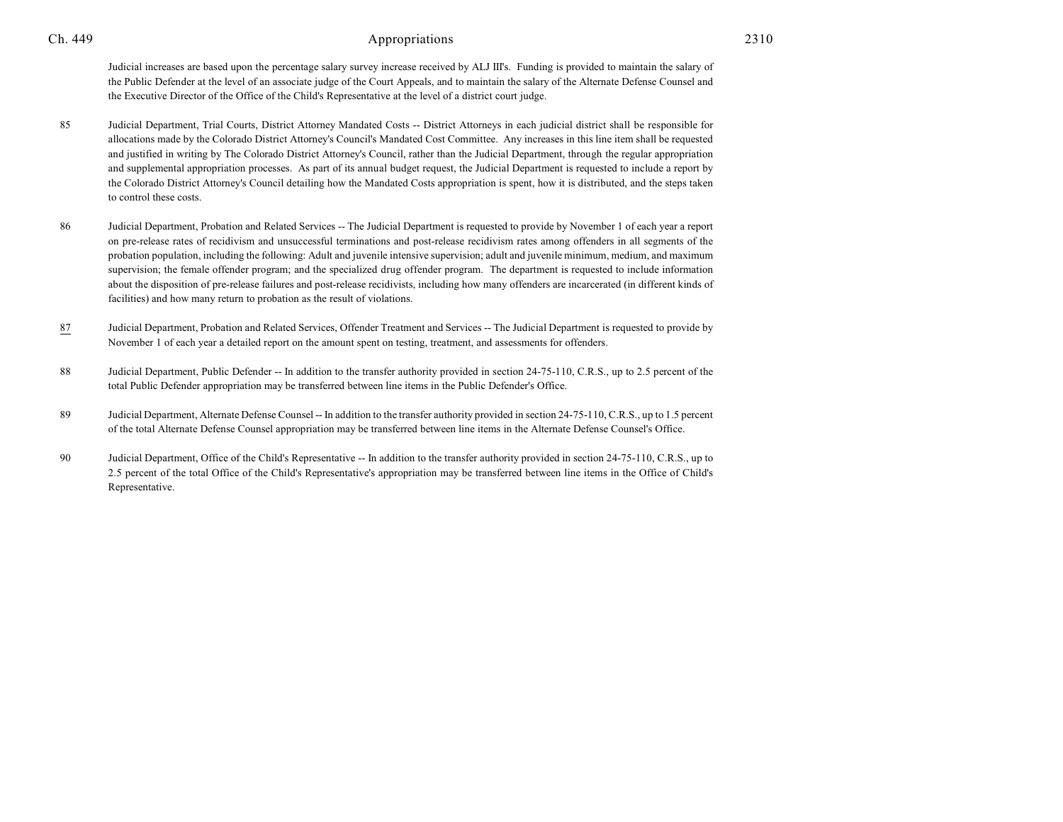Judicial increases are based upon the percentage salary survey increase received by ALJ III's. Funding is provided to maintain the salary of the Public Defender at the level of an associate judge of the Court Appeals, and to maintain the salary of the Alternate Defense Counsel and the Executive Director of the Office of the Child's Representative at the level of a district court judge.

85 Judicial Department, Trial Courts, District Attorney Mandated Costs -- District Attorneys in each judicial district shall be responsible for allocations made by the Colorado District Attorney's Council's Mandated Cost Committee. Any increases in this line item shall be requested and justified in writing by The Colorado District Attorney's Council, rather than the Judicial Department, through the regular appropriation and supplemental appropriation processes. As part of its annual budget request, the Judicial Department is requested to include a report by the Colorado District Attorney's Council detailing how the Mandated Costs appropriation is spent, how it is distributed, and the steps taken to control these costs.

86 Judicial Department, Probation and Related Services -- The Judicial Department is requested to provide by November 1 of each year a report on pre-release rates of recidivism and unsuccessful terminations and post-release recidivism rates among offenders in all segments of the probation population, including the following: Adult and juvenile intensive supervision; adult and juvenile minimum, medium, and maximum supervision; the female offender program; and the specialized drug offender program. The department is requested to include information about the disposition of pre-release failures and post-release recidivists, including how many offenders are incarcerated (in different kinds of facilities) and how many return to probation as the result of violations.

87 Judicial Department, Probation and Related Services, Offender Treatment and Services -- The Judicial Department is requested to provide by November 1 of each year a detailed report on the amount spent on testing, treatment, and assessments for offenders.

88 Judicial Department, Public Defender -- In addition to the transfer authority provided in section 24-75-110, C.R.S., up to 2.5 percent of the total Public Defender appropriation may be transferred between line items in the Public Defender's Office.

89 Judicial Department, Alternate Defense Counsel -- In addition to the transfer authority provided in section 24-75-110, C.R.S., up to 1.5 percent of the total Alternate Defense Counsel appropriation may be transferred between line items in the Alternate Defense Counsel's Office.

90 Judicial Department, Office of the Child's Representative -- In addition to the transfer authority provided in section 24-75-110, C.R.S., up to 2.5 percent of the total Office of the Child's Representative's appropriation may be transferred between line items in the Office of Child's Representative.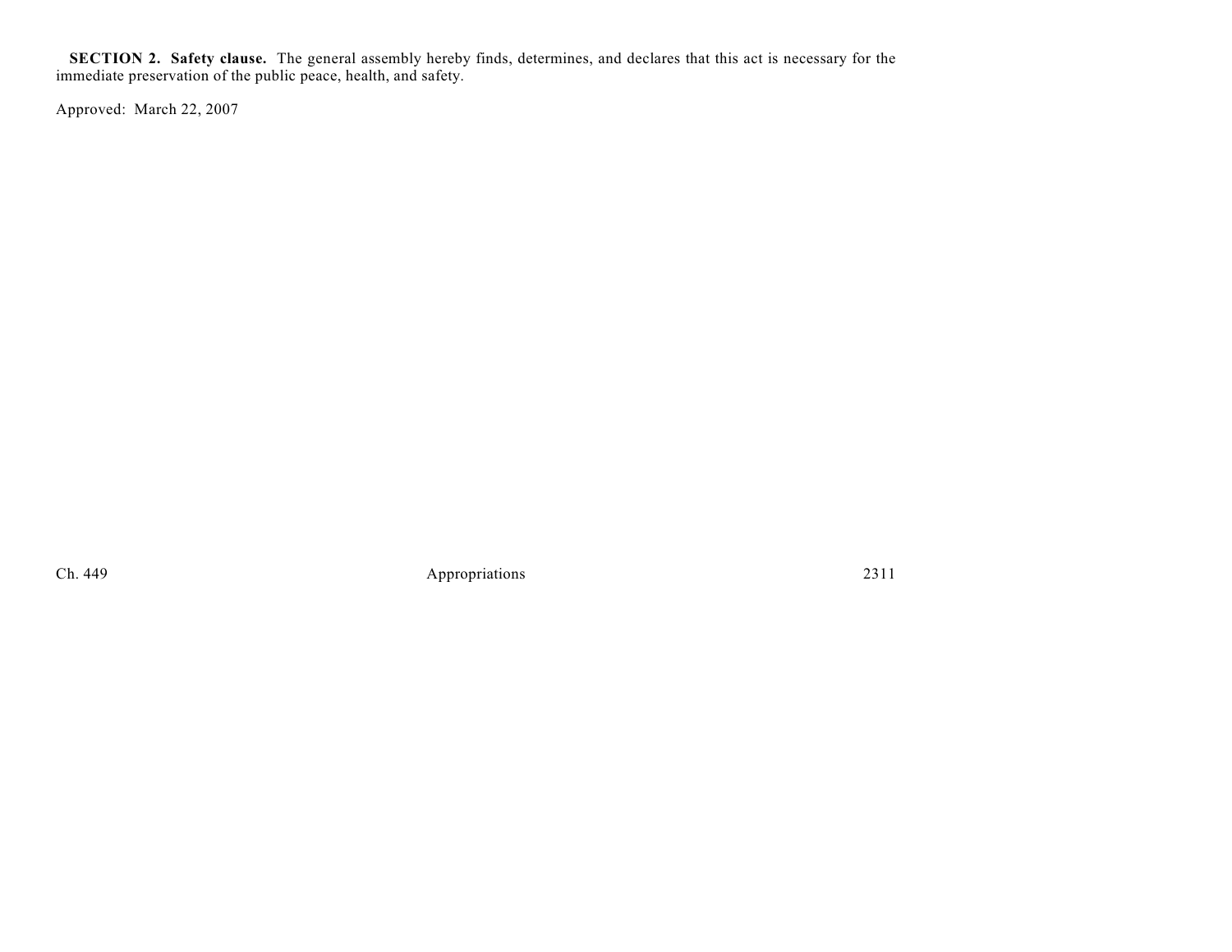**SECTION 2. Safety clause.** The general assembly hereby finds, determines, and declares that this act is necessary for the immediate preservation of the public peace, health, and safety.

Approved: March 22, 2007